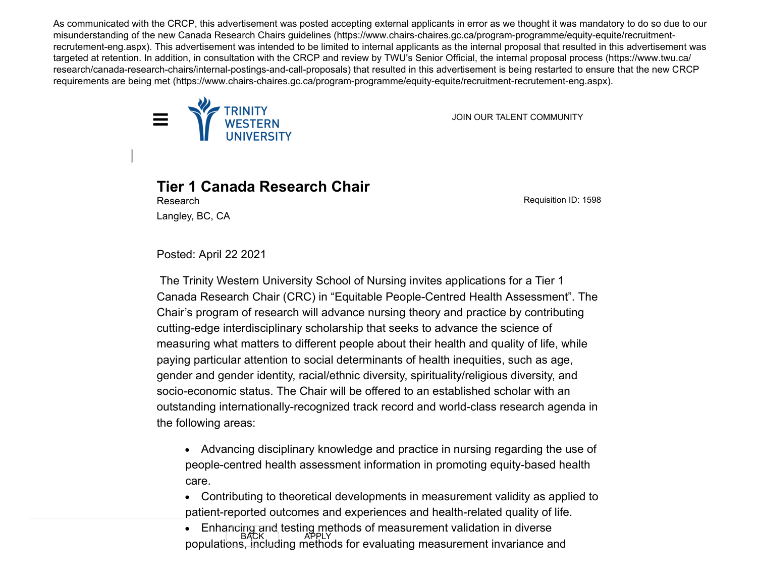As communicated with the CRCP, this advertisement was posted accepting external applicants in error as we thought it was mandatory to do so due to our misunderstanding of the new Canada Research Chairs guidelines (https://www.chairs-chaires.gc.ca/program-programme/equity-equite/recruitment-recrutement-eng.aspx). This advertisement was intended to be limited to internal applicants as the internal proposal that resulted in this advertisement was targeted at retention. In addition, in consultation with the CRCP and review by TWU's Senior Official, the internal proposal process (https://www.twu.ca/research/canada-research-chairs/internal-postings-and-call-proposals) that resulted in this advertisement is being restarted to ensure that the new CRCP requirements are being met (https://www.chairs-chaires.gc.ca/program-programme/equity-equite/recruitment-recrutement-eng.aspx).

TRINITY WESTERN UNIVERSITY

JOIN OUR TALENT COMMUNITY

# Tier 1 Canada Research Chair

Research

Langley, BC, CA

Requisition ID: 1598

Posted: April 22 2021

The Trinity Western University School of Nursing invites applications for a Tier 1 Canada Research Chair (CRC) in "Equitable People-Centred Health Assessment". The Chair's program of research will advance nursing theory and practice by contributing cutting-edge interdisciplinary scholarship that seeks to advance the science of measuring what matters to different people about their health and quality of life, while paying particular attention to social determinants of health inequities, such as age, gender and gender identity, racial/ethnic diversity, spirituality/religious diversity, and socio-economic status. The Chair will be offered to an established scholar with an outstanding internationally-recognized track record and world-class research agenda in the following areas:

- Advancing disciplinary knowledge and practice in nursing regarding the use of people-centred health assessment information in promoting equity-based health care.
- Contributing to theoretical developments in measurement validity as applied to patient-reported outcomes and experiences and health-related quality of life.
- Enhancing and testing methods of measurement validation in diverse populations, including methods for evaluating measurement invariance and

BACK APPLY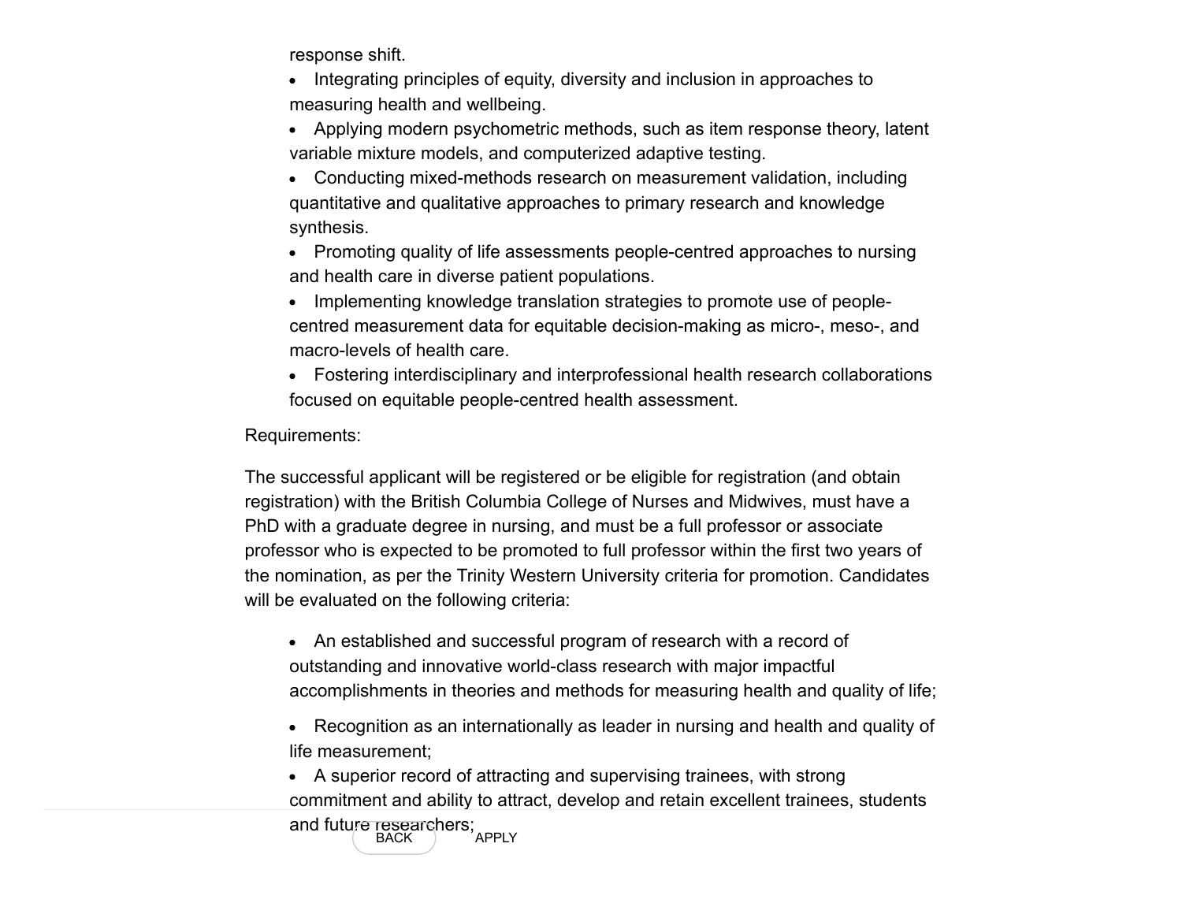response shift.

- Integrating principles of equity, diversity and inclusion in approaches to measuring health and wellbeing.
- Applying modern psychometric methods, such as item response theory, latent variable mixture models, and computerized adaptive testing.
- Conducting mixed-methods research on measurement validation, including quantitative and qualitative approaches to primary research and knowledge synthesis.
- Promoting quality of life assessments people-centred approaches to nursing and health care in diverse patient populations.
- Implementing knowledge translation strategies to promote use of people-centred measurement data for equitable decision-making as micro-, meso-, and macro-levels of health care.
- Fostering interdisciplinary and interprofessional health research collaborations focused on equitable people-centred health assessment.

Requirements:

The successful applicant will be registered or be eligible for registration (and obtain registration) with the British Columbia College of Nurses and Midwives, must have a PhD with a graduate degree in nursing, and must be a full professor or associate professor who is expected to be promoted to full professor within the first two years of the nomination, as per the Trinity Western University criteria for promotion. Candidates will be evaluated on the following criteria:

- An established and successful program of research with a record of outstanding and innovative world-class research with major impactful accomplishments in theories and methods for measuring health and quality of life;
- Recognition as an internationally as leader in nursing and health and quality of life measurement;
- A superior record of attracting and supervising trainees, with strong commitment and ability to attract, develop and retain excellent trainees, students and future researchers;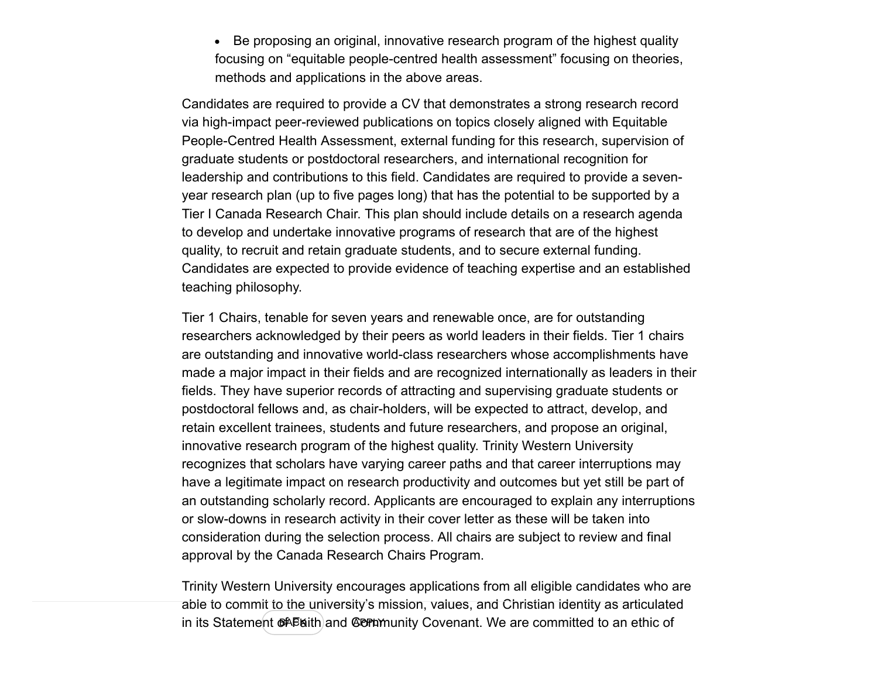- Be proposing an original, innovative research program of the highest quality focusing on "equitable people-centred health assessment" focusing on theories, methods and applications in the above areas.

Candidates are required to provide a CV that demonstrates a strong research record via high-impact peer-reviewed publications on topics closely aligned with Equitable People-Centred Health Assessment, external funding for this research, supervision of graduate students or postdoctoral researchers, and international recognition for leadership and contributions to this field. Candidates are required to provide a seven-year research plan (up to five pages long) that has the potential to be supported by a Tier I Canada Research Chair. This plan should include details on a research agenda to develop and undertake innovative programs of research that are of the highest quality, to recruit and retain graduate students, and to secure external funding. Candidates are expected to provide evidence of teaching expertise and an established teaching philosophy.

Tier 1 Chairs, tenable for seven years and renewable once, are for outstanding researchers acknowledged by their peers as world leaders in their fields. Tier 1 chairs are outstanding and innovative world-class researchers whose accomplishments have made a major impact in their fields and are recognized internationally as leaders in their fields. They have superior records of attracting and supervising graduate students or postdoctoral fellows and, as chair-holders, will be expected to attract, develop, and retain excellent trainees, students and future researchers, and propose an original, innovative research program of the highest quality. Trinity Western University recognizes that scholars have varying career paths and that career interruptions may have a legitimate impact on research productivity and outcomes but yet still be part of an outstanding scholarly record. Applicants are encouraged to explain any interruptions or slow-downs in research activity in their cover letter as these will be taken into consideration during the selection process. All chairs are subject to review and final approval by the Canada Research Chairs Program.

Trinity Western University encourages applications from all eligible candidates who are able to commit to the university's mission, values, and Christian identity as articulated in its Statement of Faith and Community Covenant. We are committed to an ethic of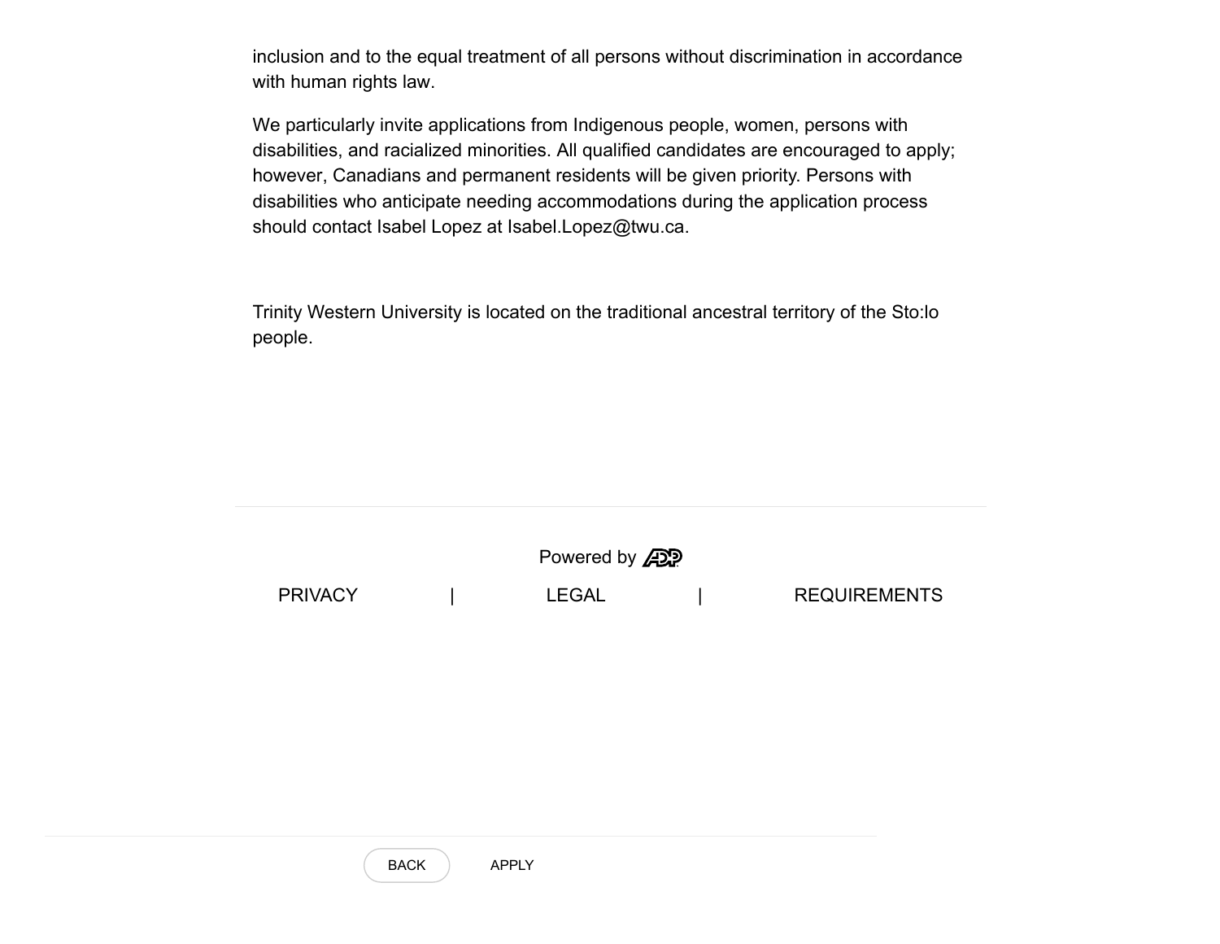inclusion and to the equal treatment of all persons without discrimination in accordance with human rights law.

We particularly invite applications from Indigenous people, women, persons with disabilities, and racialized minorities. All qualified candidates are encouraged to apply; however, Canadians and permanent residents will be given priority. Persons with disabilities who anticipate needing accommodations during the application process should contact Isabel Lopez at Isabel.Lopez@twu.ca.

Trinity Western University is located on the traditional ancestral territory of the Sto:lo people.

Powered by ADP

PRIVACY | LEGAL | REQUIREMENTS

BACK APPLY